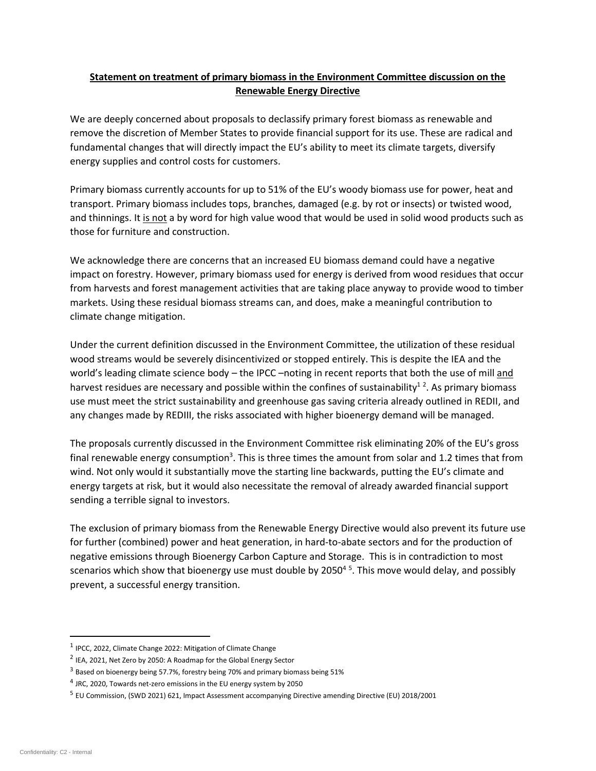**Statement on treatment of primary biomass in the Environment Committee discussion on the Renewable Energy Directive**

We are deeply concerned about proposals to declassify primary forest biomass as renewable and remove the discretion of Member States to provide financial support for its use. These are radical and fundamental changes that will directly impact the EU's ability to meet its climate targets, diversify energy supplies and control costs for customers.

Primary biomass currently accounts for up to 51% of the EU's woody biomass use for power, heat and transport. Primary biomass includes tops, branches, damaged (e.g. by rot or insects) or twisted wood, and thinnings. It is not a by word for high value wood that would be used in solid wood products such as those for furniture and construction.

We acknowledge there are concerns that an increased EU biomass demand could have a negative impact on forestry. However, primary biomass used for energy is derived from wood residues that occur from harvests and forest management activities that are taking place anyway to provide wood to timber markets. Using these residual biomass streams can, and does, make a meaningful contribution to climate change mitigation.

Under the current definition discussed in the Environment Committee, the utilization of these residual wood streams would be severely disincentivized or stopped entirely. This is despite the IEA and the world's leading climate science body – the IPCC –noting in recent reports that both the use of mill and harvest residues are necessary and possible within the confines of sustainability[1 2]. As primary biomass use must meet the strict sustainability and greenhouse gas saving criteria already outlined in REDII, and any changes made by REDIII, the risks associated with higher bioenergy demand will be managed.

The proposals currently discussed in the Environment Committee risk eliminating 20% of the EU's gross final renewable energy consumption[3]. This is three times the amount from solar and 1.2 times that from wind. Not only would it substantially move the starting line backwards, putting the EU's climate and energy targets at risk, but it would also necessitate the removal of already awarded financial support sending a terrible signal to investors.

The exclusion of primary biomass from the Renewable Energy Directive would also prevent its future use for further (combined) power and heat generation, in hard-to-abate sectors and for the production of negative emissions through Bioenergy Carbon Capture and Storage. This is in contradiction to most scenarios which show that bioenergy use must double by 2050[4 5]. This move would delay, and possibly prevent, a successful energy transition.

---

[1] IPCC, 2022, Climate Change 2022: Mitigation of Climate Change

[2] IEA, 2021, Net Zero by 2050: A Roadmap for the Global Energy Sector

[3] Based on bioenergy being 57.7%, forestry being 70% and primary biomass being 51%

[4] JRC, 2020, Towards net-zero emissions in the EU energy system by 2050

[5] EU Commission, (SWD 2021) 621, Impact Assessment accompanying Directive amending Directive (EU) 2018/2001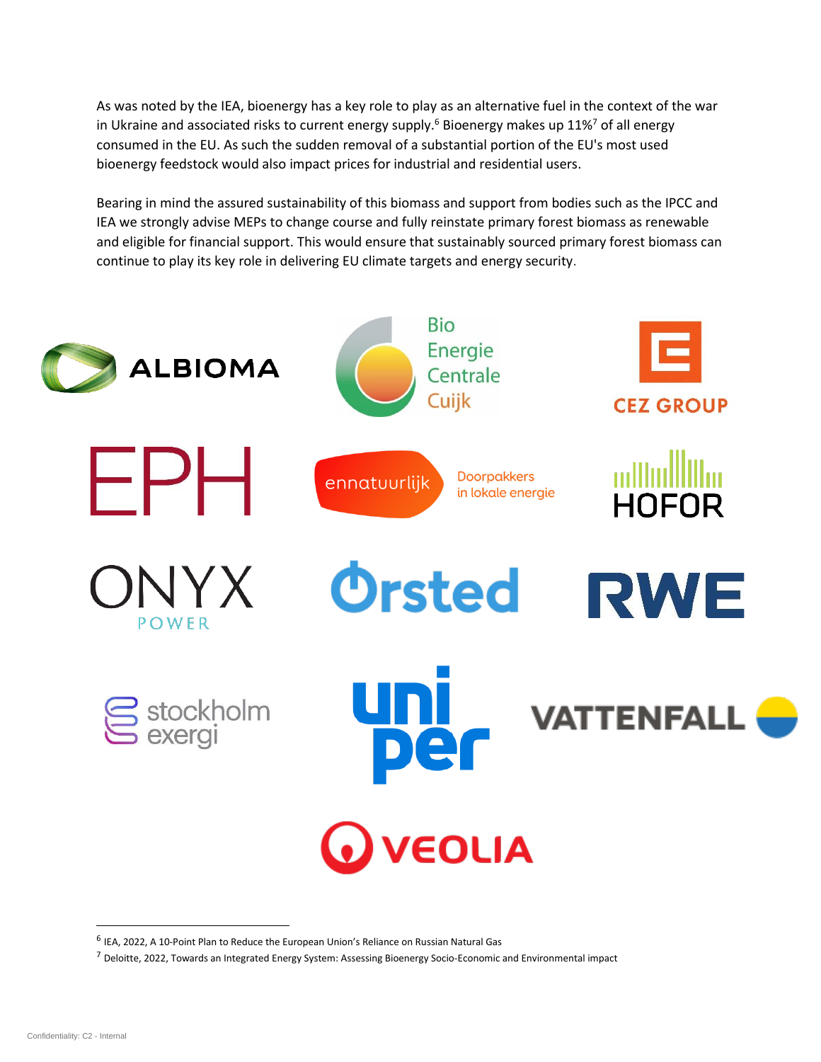As was noted by the IEA, bioenergy has a key role to play as an alternative fuel in the context of the war in Ukraine and associated risks to current energy supply.[6] Bioenergy makes up 11%[7] of all energy consumed in the EU. As such the sudden removal of a substantial portion of the EU's most used bioenergy feedstock would also impact prices for industrial and residential users.

Bearing in mind the assured sustainability of this biomass and support from bodies such as the IPCC and IEA we strongly advise MEPs to change course and fully reinstate primary forest biomass as renewable and eligible for financial support. This would ensure that sustainably sourced primary forest biomass can continue to play its key role in delivering EU climate targets and energy security.

ALBIOMA

Bio Energie Centrale Cuijk

CEZ GROUP

EPH

ennatuurlijk Doorpakkers in lokale energie

HOFOR

ONYX POWER

Ørsted

RWE

stockholm exergi

uniper

VATTENFALL

VEOLIA

---

[6] IEA, 2022, A 10-Point Plan to Reduce the European Union's Reliance on Russian Natural Gas

[7] Deloitte, 2022, Towards an Integrated Energy System: Assessing Bioenergy Socio-Economic and Environmental impact

Confidentiality: C2 - Internal